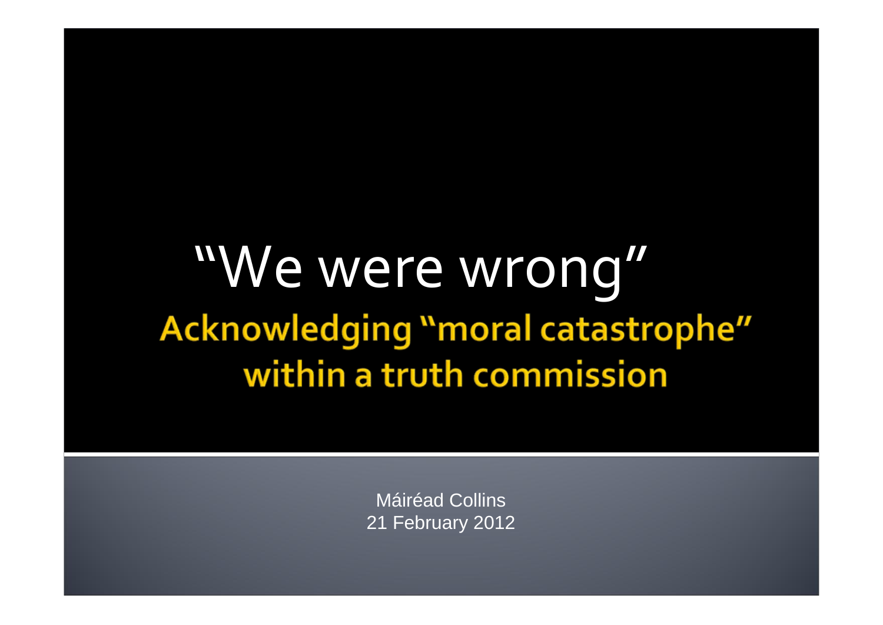# "We were wrong"

## Acknowledging "moral catastrophe" within a truth commission

Máiréad Collins
21 February 2012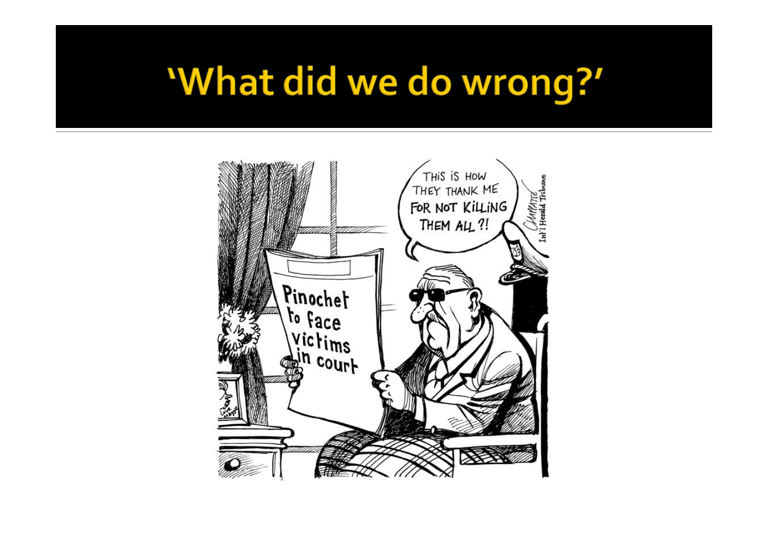# 'What did we do wrong?'

Pinochet to face victims in court

THIS IS HOW THEY THANK ME FOR NOT KILLING THEM ALL ?!

CHAPPATTE Int'l Herald Tribune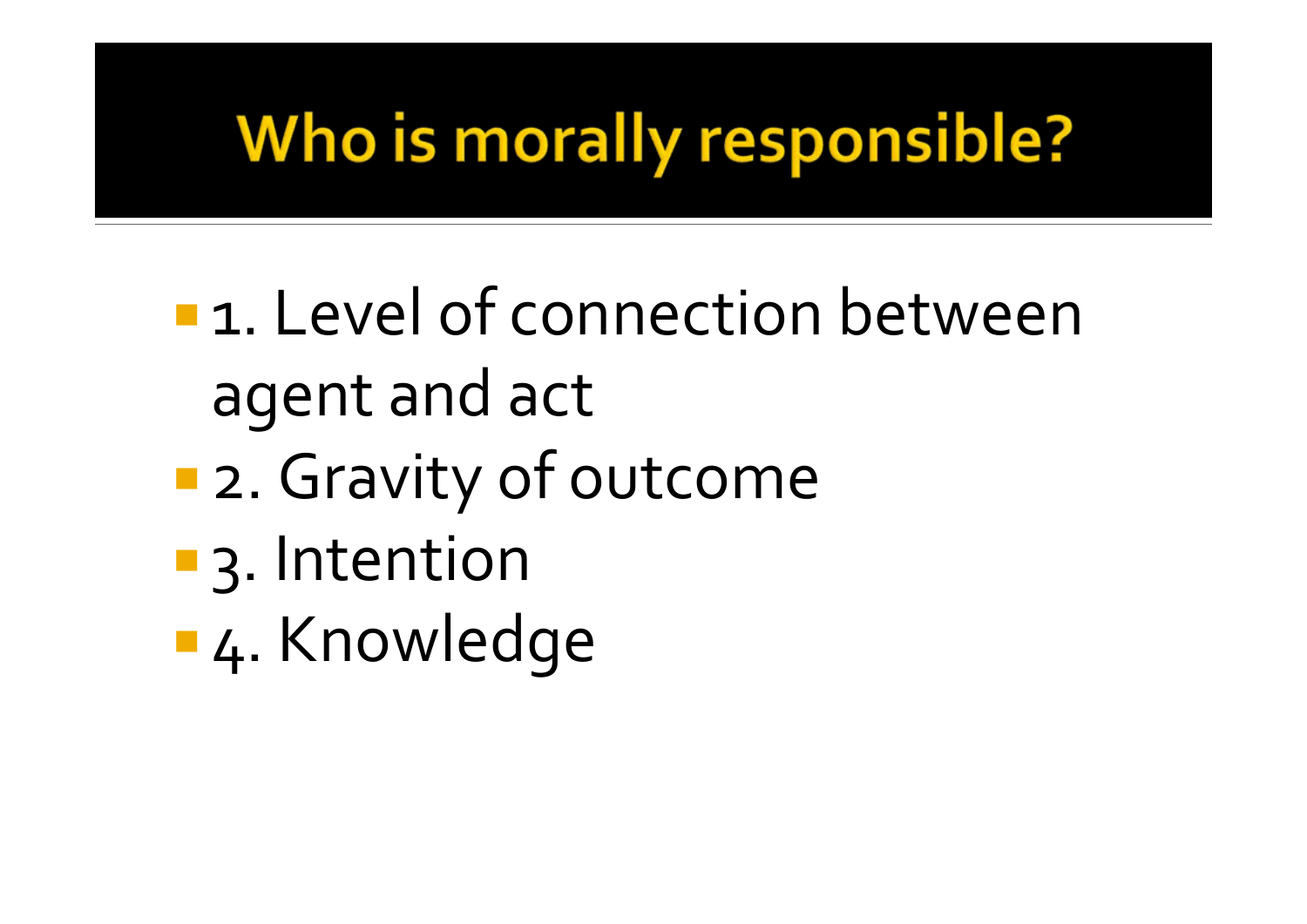# Who is morally responsible?

- 1. Level of connection between agent and act
- 2. Gravity of outcome
- 3. Intention
- 4. Knowledge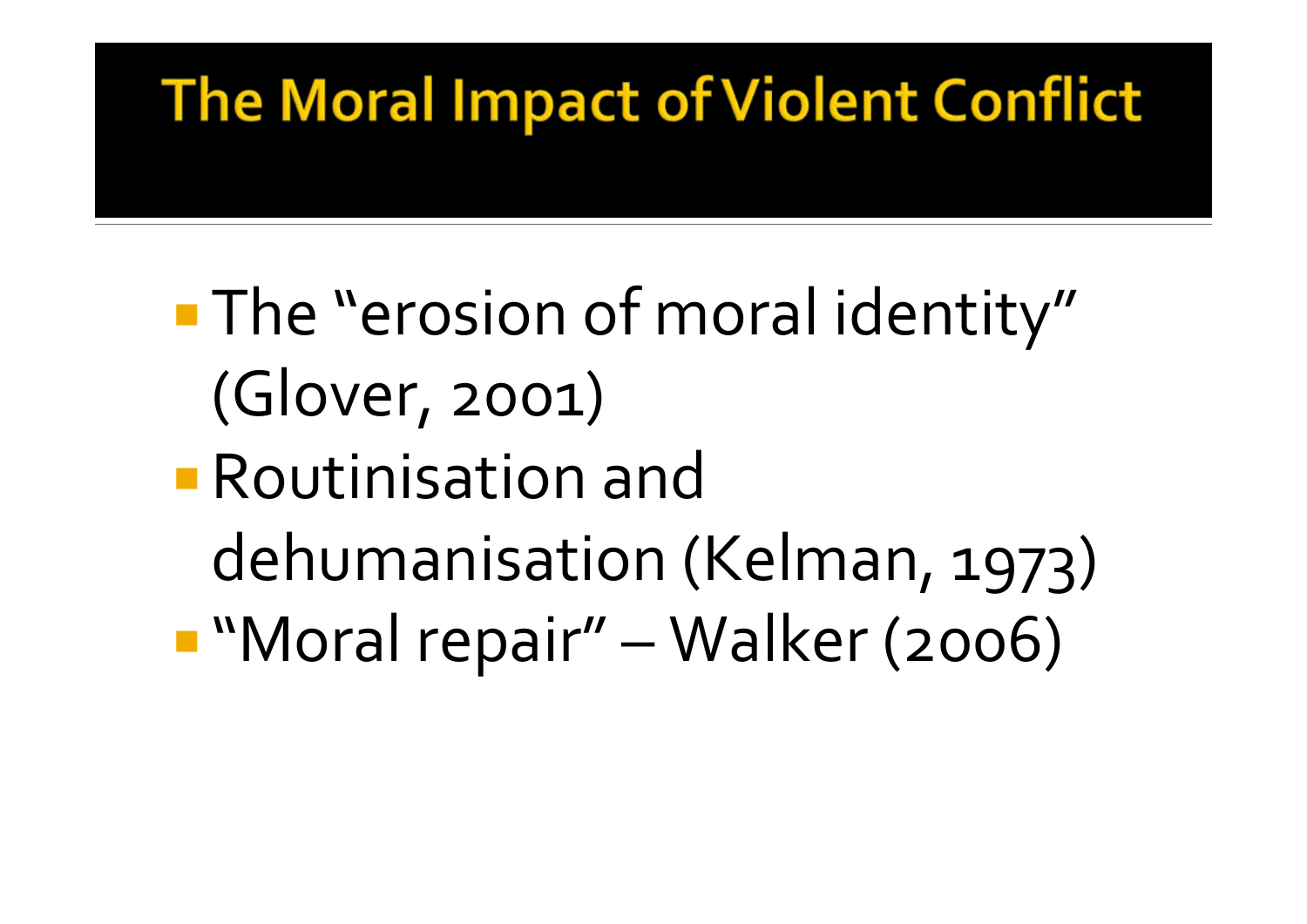# The Moral Impact of Violent Conflict

- The “erosion of moral identity” (Glover, 2001)
- Routinisation and dehumanisation (Kelman, 1973)
- “Moral repair” – Walker (2006)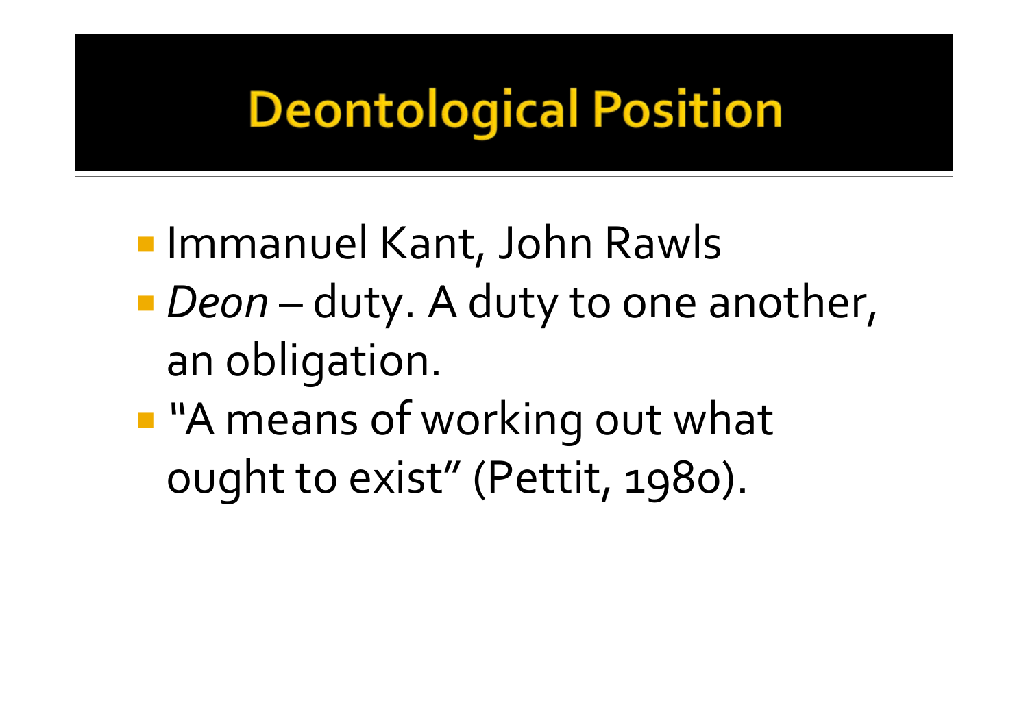# Deontological Position

- Immanuel Kant, John Rawls
- *Deon* – duty. A duty to one another, an obligation.
- "A means of working out what ought to exist" (Pettit, 1980).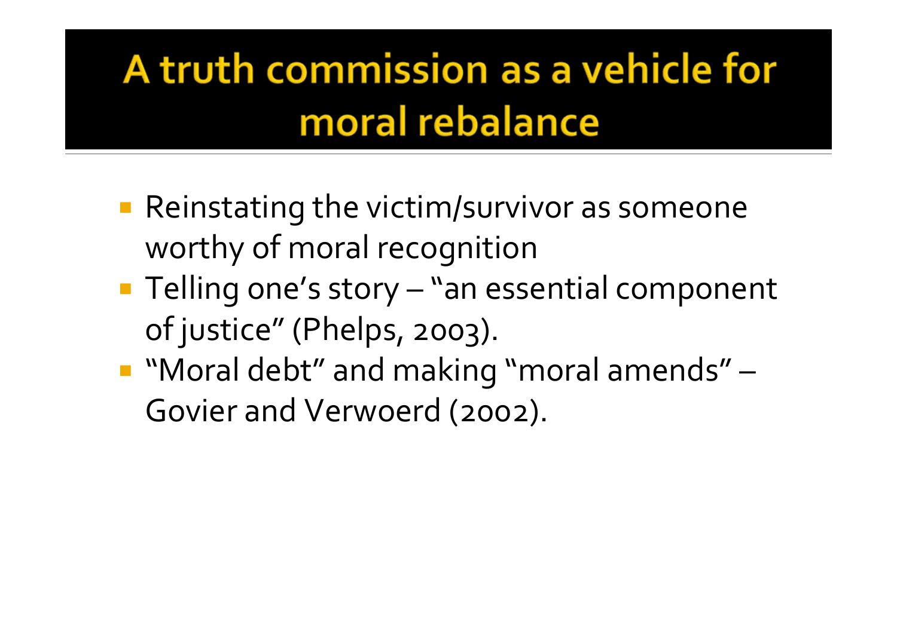# A truth commission as a vehicle for moral rebalance

- Reinstating the victim/survivor as someone worthy of moral recognition
- Telling one's story – "an essential component of justice" (Phelps, 2003).
- "Moral debt" and making "moral amends" – Govier and Verwoerd (2002).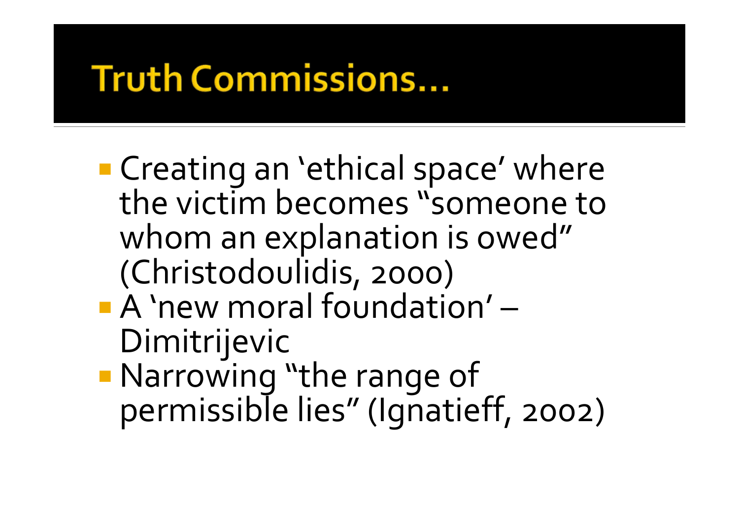# Truth Commissions…

- Creating an ‘ethical space’ where the victim becomes “someone to whom an explanation is owed” (Christodoulidis, 2000)
- A ‘new moral foundation’ – Dimitrijevic
- Narrowing “the range of permissible lies” (Ignatieff, 2002)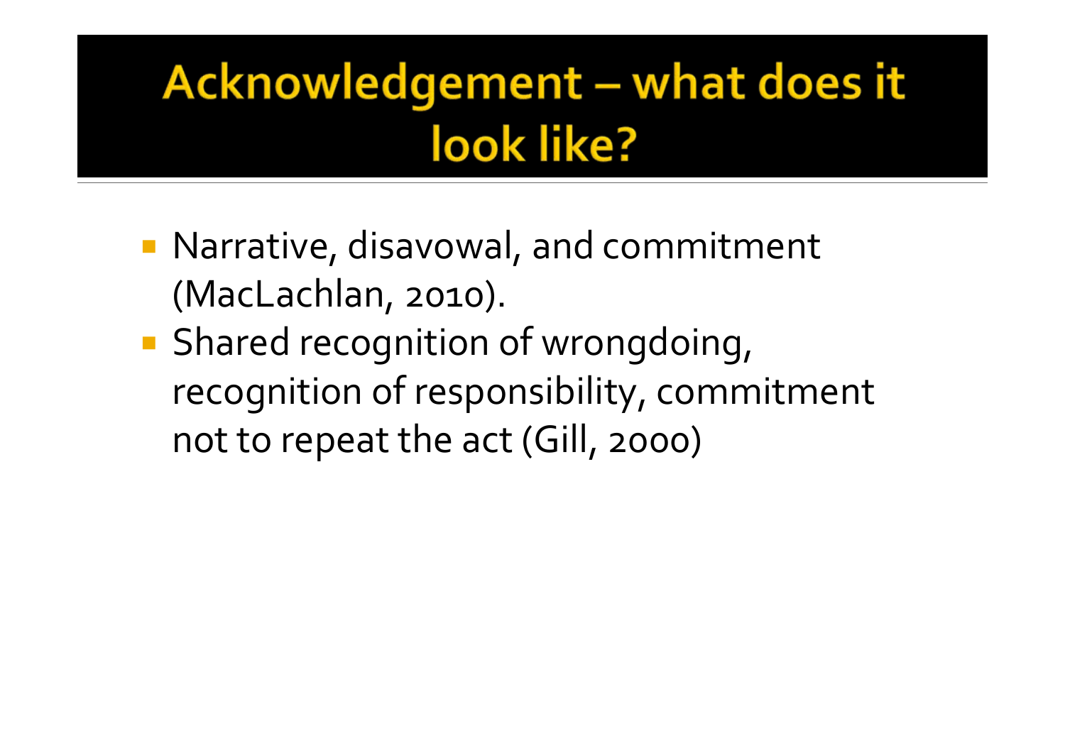# Acknowledgement – what does it look like?

- Narrative, disavowal, and commitment (MacLachlan, 2010).
- Shared recognition of wrongdoing, recognition of responsibility, commitment not to repeat the act (Gill, 2000)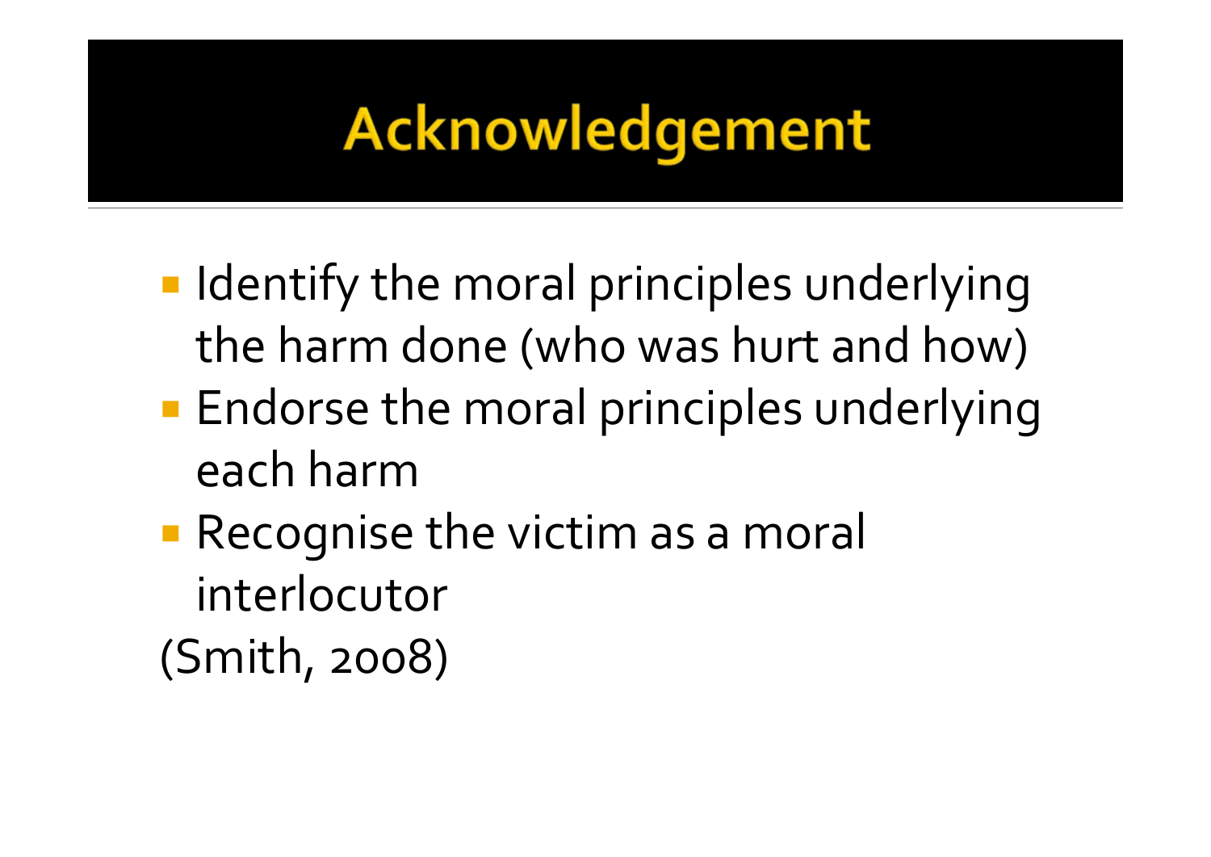# Acknowledgement

- Identify the moral principles underlying the harm done (who was hurt and how)
- Endorse the moral principles underlying each harm
- Recognise the victim as a moral interlocutor

(Smith, 2008)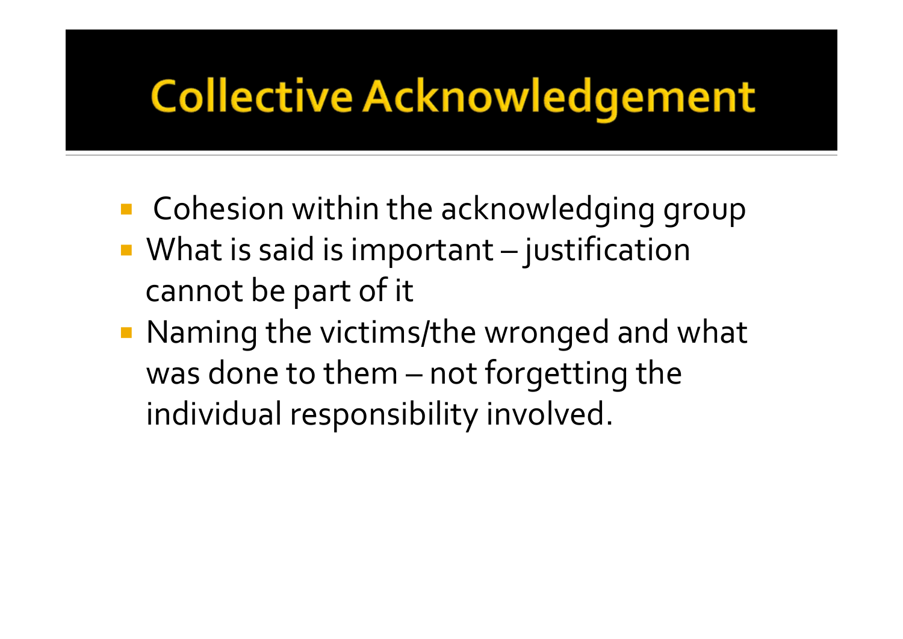# Collective Acknowledgement

- Cohesion within the acknowledging group
- What is said is important – justification cannot be part of it
- Naming the victims/the wronged and what was done to them – not forgetting the individual responsibility involved.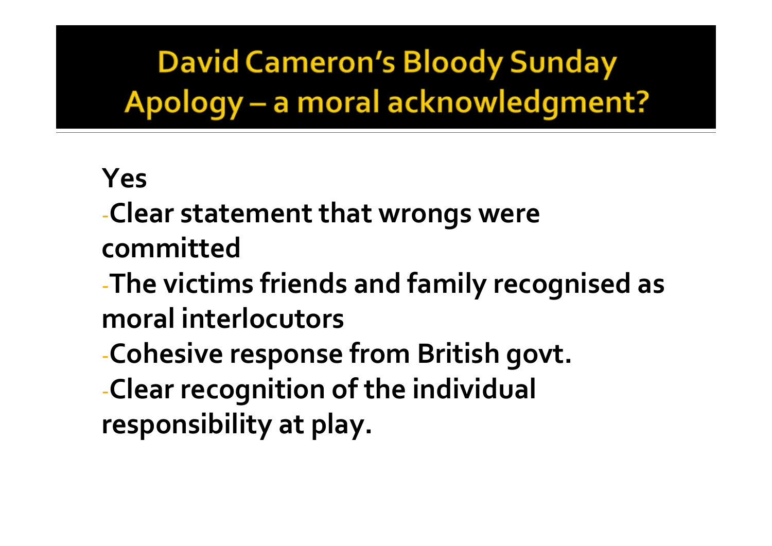# David Cameron's Bloody Sunday Apology – a moral acknowledgment?

**Yes**

- **Clear statement that wrongs were committed**
- **The victims friends and family recognised as moral interlocutors**
- **Cohesive response from British govt.**
- **Clear recognition of the individual responsibility at play.**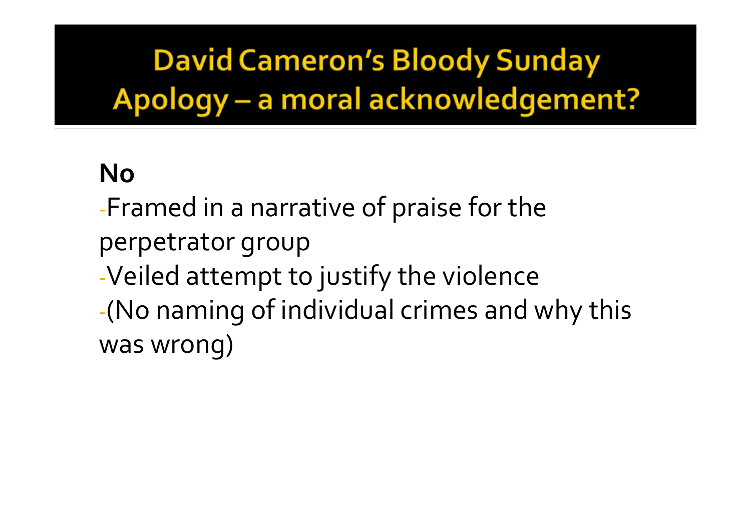# David Cameron's Bloody Sunday Apology – a moral acknowledgement?

**No**

- Framed in a narrative of praise for the perpetrator group
- Veiled attempt to justify the violence
- (No naming of individual crimes and why this was wrong)